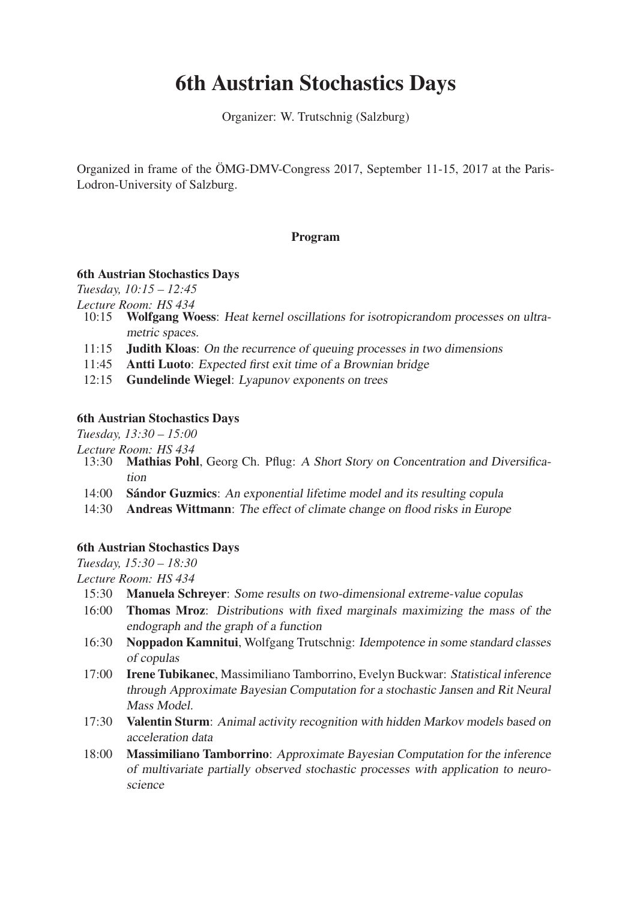# 6th Austrian Stochastics Days

Organizer: W. Trutschnig (Salzburg)

Organized in frame of the ÖMG-DMV-Congress 2017, September 11-15, 2017 at the Paris-Lodron-University of Salzburg.

### Program

**6th Austrian Stochastics Days**

*Tuesday, 10:15 – 12:45*

*Lecture Room: HS 434*

- 10:15 **Wolfgang Woess**: *Heat kernel oscillations for isotropicrandom processes on ultrametric spaces.*
- 11:15 **Judith Kloas**: *On the recurrence of queuing processes in two dimensions*
- 11:45 **Antti Luoto**: *Expected first exit time of a Brownian bridge*
- 12:15 **Gundelinde Wiegel**: *Lyapunov exponents on trees*

**6th Austrian Stochastics Days**

*Tuesday, 13:30 – 15:00*

*Lecture Room: HS 434*

- 13:30 **Mathias Pohl**, Georg Ch. Pflug: *A Short Story on Concentration and Diversification*
- 14:00 **Sándor Guzmics**: *An exponential lifetime model and its resulting copula*
- 14:30 **Andreas Wittmann**: *The effect of climate change on flood risks in Europe*

**6th Austrian Stochastics Days**

*Tuesday, 15:30 – 18:30*

*Lecture Room: HS 434*

- 15:30 **Manuela Schreyer**: *Some results on two-dimensional extreme-value copulas*
- 16:00 **Thomas Mroz**: *Distributions with fixed marginals maximizing the mass of the endograph and the graph of a function*
- 16:30 **Noppadon Kamnitui**, Wolfgang Trutschnig: *Idempotence in some standard classes of copulas*
- 17:00 **Irene Tubikanec**, Massimiliano Tamborrino, Evelyn Buckwar: *Statistical inference through Approximate Bayesian Computation for a stochastic Jansen and Rit Neural Mass Model.*
- 17:30 **Valentin Sturm**: *Animal activity recognition with hidden Markov models based on acceleration data*
- 18:00 **Massimiliano Tamborrino**: *Approximate Bayesian Computation for the inference of multivariate partially observed stochastic processes with application to neuroscience*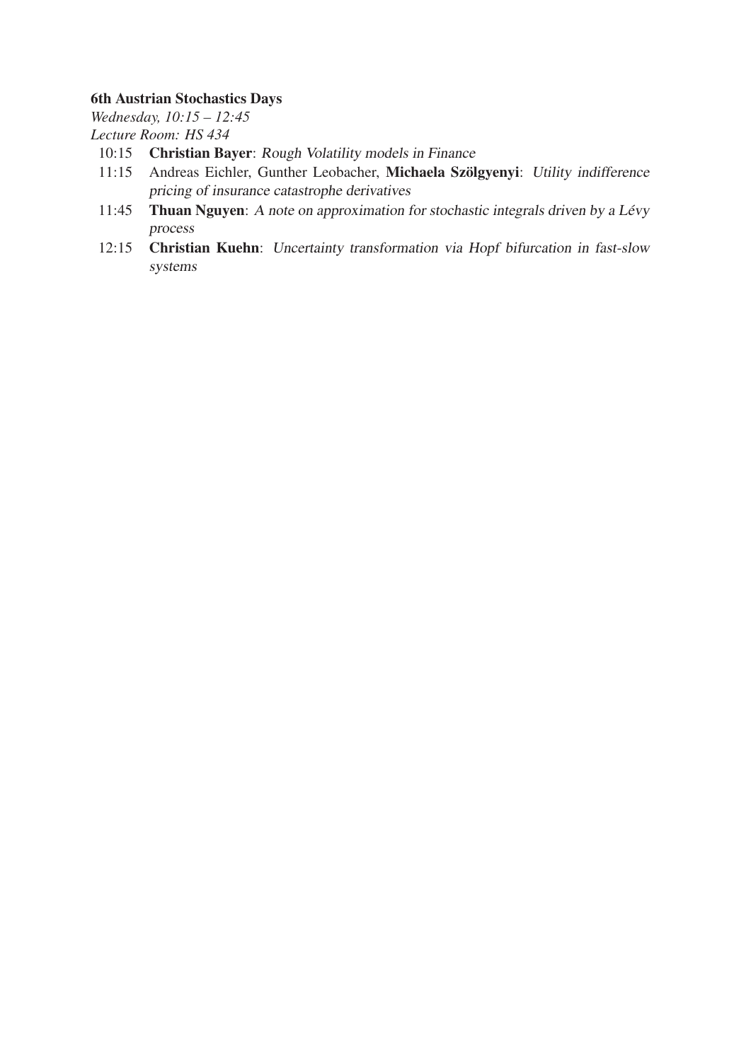**6th Austrian Stochastics Days**

*Wednesday, 10:15 – 12:45*

*Lecture Room: HS 434*

- 10:15 **Christian Bayer**: *Rough Volatility models in Finance*
- 11:15 Andreas Eichler, Gunther Leobacher, **Michaela Szölgyenyi**: *Utility indifference pricing of insurance catastrophe derivatives*
- 11:45 **Thuan Nguyen**: *A note on approximation for stochastic integrals driven by a Lévy process*
- 12:15 **Christian Kuehn**: *Uncertainty transformation via Hopf bifurcation in fast-slow systems*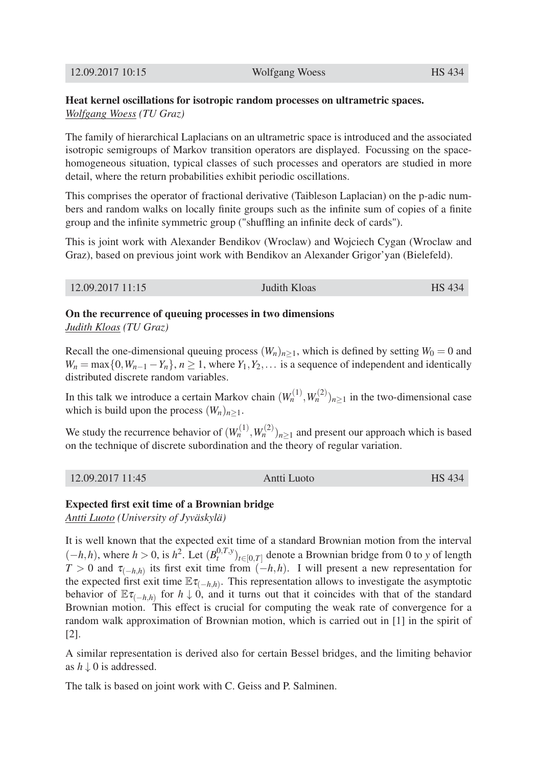| 12.09.2017 10:15 | Wolfgang Woess | HS 434 |
|---|---|---|

**Heat kernel oscillations for isotropic random processes on ultrametric spaces.**
*Wolfgang Woess (TU Graz)*

The family of hierarchical Laplacians on an ultrametric space is introduced and the associated isotropic semigroups of Markov transition operators are displayed. Focussing on the space-homogeneous situation, typical classes of such processes and operators are studied in more detail, where the return probabilities exhibit periodic oscillations.

This comprises the operator of fractional derivative (Taibleson Laplacian) on the p-adic numbers and random walks on locally finite groups such as the infinite sum of copies of a finite group and the infinite symmetric group ("shuffling an infinite deck of cards").

This is joint work with Alexander Bendikov (Wroclaw) and Wojciech Cygan (Wroclaw and Graz), based on previous joint work with Bendikov an Alexander Grigor'yan (Bielefeld).

| 12.09.2017 11:15 | Judith Kloas | HS 434 |
|---|---|---|

**On the recurrence of queuing processes in two dimensions**
*Judith Kloas (TU Graz)*

Recall the one-dimensional queuing process $(W_n)_{n\geq 1}$, which is defined by setting $W_0 = 0$ and $W_n = \max\{0, W_{n-1} - Y_n\}$, $n \geq 1$, where $Y_1, Y_2, \ldots$ is a sequence of independent and identically distributed discrete random variables.

In this talk we introduce a certain Markov chain $(W_n^{(1)}, W_n^{(2)})_{n\geq 1}$ in the two-dimensional case which is build upon the process $(W_n)_{n\geq 1}$.

We study the recurrence behavior of $(W_n^{(1)}, W_n^{(2)})_{n\geq 1}$ and present our approach which is based on the technique of discrete subordination and the theory of regular variation.

| 12.09.2017 11:45 | Antti Luoto | HS 434 |
|---|---|---|

**Expected first exit time of a Brownian bridge**
*Antti Luoto (University of Jyväskylä)*

It is well known that the expected exit time of a standard Brownian motion from the interval $(-h, h)$, where $h > 0$, is $h^2$. Let $(B_t^{0,T,y})_{t\in[0,T]}$ denote a Brownian bridge from 0 to $y$ of length $T > 0$ and $\tau_{(-h,h)}$ its first exit time from $(-h, h)$. I will present a new representation for the expected first exit time $\mathbb{E}\tau_{(-h,h)}$. This representation allows to investigate the asymptotic behavior of $\mathbb{E}\tau_{(-h,h)}$ for $h \downarrow 0$, and it turns out that it coincides with that of the standard Brownian motion. This effect is crucial for computing the weak rate of convergence for a random walk approximation of Brownian motion, which is carried out in [1] in the spirit of [2].

A similar representation is derived also for certain Bessel bridges, and the limiting behavior as $h \downarrow 0$ is addressed.

The talk is based on joint work with C. Geiss and P. Salminen.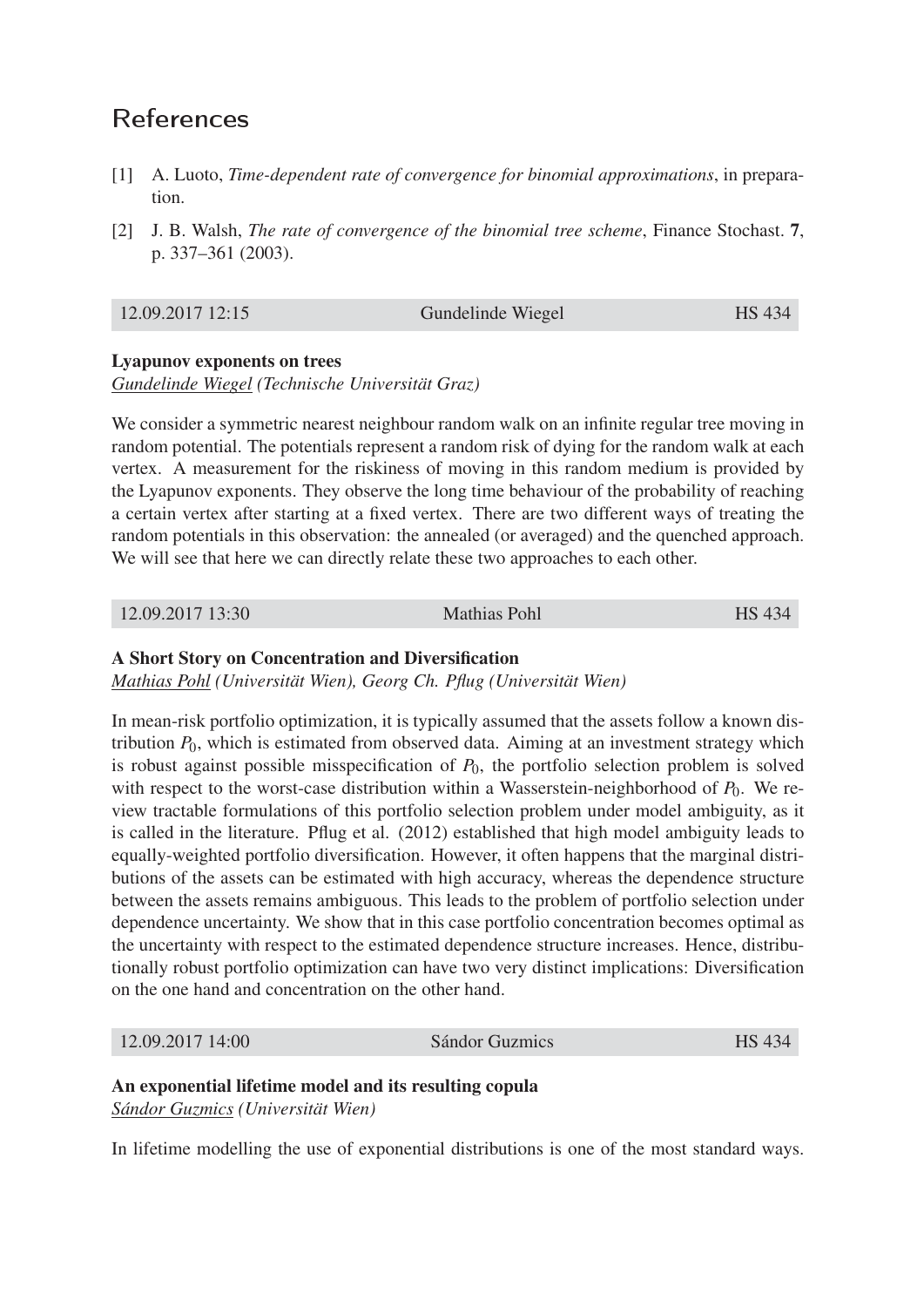## References

[1] A. Luoto, *Time-dependent rate of convergence for binomial approximations*, in preparation.

[2] J. B. Walsh, *The rate of convergence of the binomial tree scheme*, Finance Stochast. **7**, p. 337–361 (2003).

| 12.09.2017 12:15 | Gundelinde Wiegel | HS 434 |
|---|---|---|

**Lyapunov exponents on trees**
*Gundelinde Wiegel (Technische Universität Graz)*

We consider a symmetric nearest neighbour random walk on an infinite regular tree moving in random potential. The potentials represent a random risk of dying for the random walk at each vertex. A measurement for the riskiness of moving in this random medium is provided by the Lyapunov exponents. They observe the long time behaviour of the probability of reaching a certain vertex after starting at a fixed vertex. There are two different ways of treating the random potentials in this observation: the annealed (or averaged) and the quenched approach. We will see that here we can directly relate these two approaches to each other.

| 12.09.2017 13:30 | Mathias Pohl | HS 434 |
|---|---|---|

**A Short Story on Concentration and Diversification**
*Mathias Pohl (Universität Wien), Georg Ch. Pflug (Universität Wien)*

In mean-risk portfolio optimization, it is typically assumed that the assets follow a known distribution $P_0$, which is estimated from observed data. Aiming at an investment strategy which is robust against possible misspecification of $P_0$, the portfolio selection problem is solved with respect to the worst-case distribution within a Wasserstein-neighborhood of $P_0$. We review tractable formulations of this portfolio selection problem under model ambiguity, as it is called in the literature. Pflug et al. (2012) established that high model ambiguity leads to equally-weighted portfolio diversification. However, it often happens that the marginal distributions of the assets can be estimated with high accuracy, whereas the dependence structure between the assets remains ambiguous. This leads to the problem of portfolio selection under dependence uncertainty. We show that in this case portfolio concentration becomes optimal as the uncertainty with respect to the estimated dependence structure increases. Hence, distributionally robust portfolio optimization can have two very distinct implications: Diversification on the one hand and concentration on the other hand.

| 12.09.2017 14:00 | Sándor Guzmics | HS 434 |
|---|---|---|

**An exponential lifetime model and its resulting copula**
*Sándor Guzmics (Universität Wien)*

In lifetime modelling the use of exponential distributions is one of the most standard ways.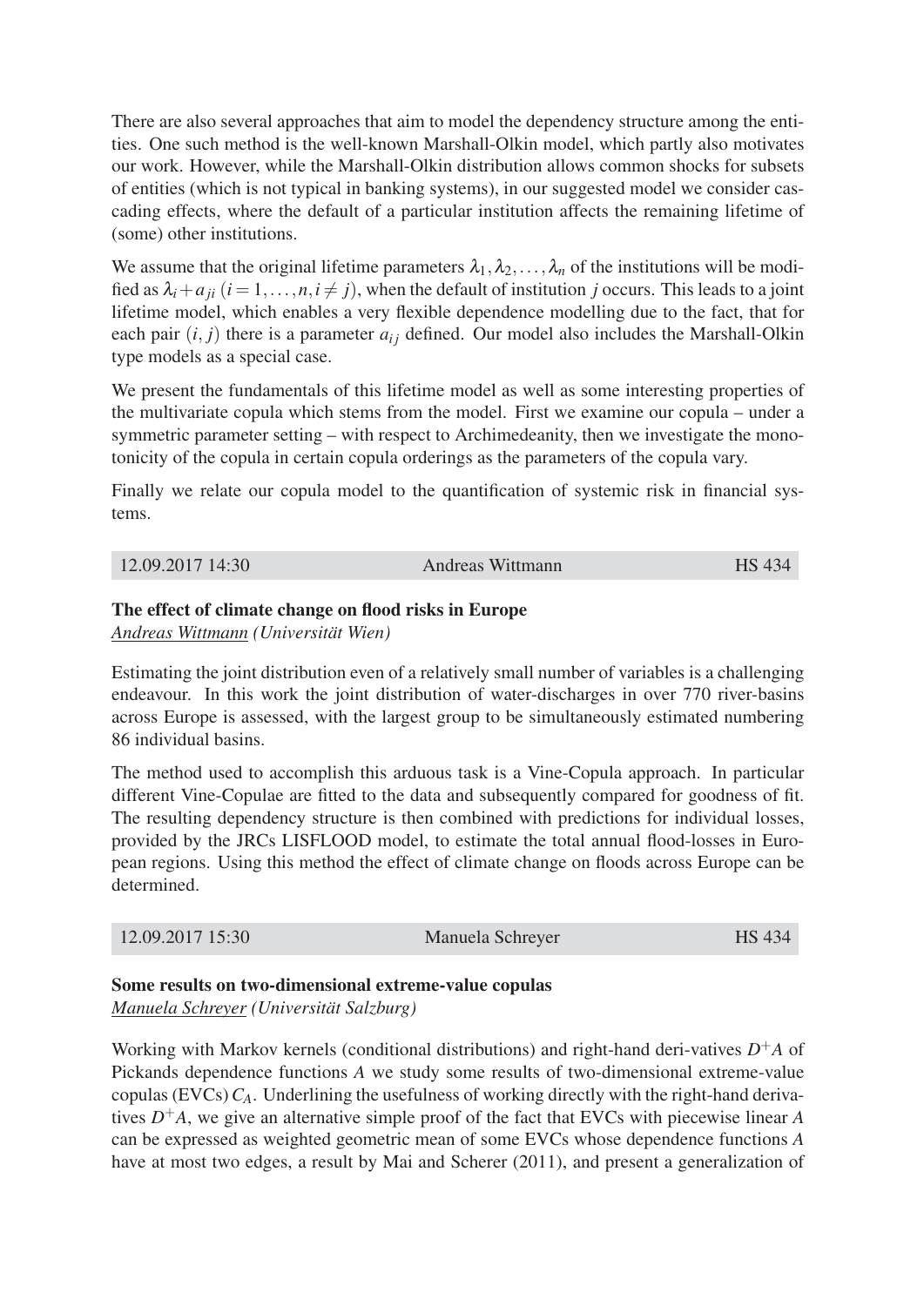There are also several approaches that aim to model the dependency structure among the entities. One such method is the well-known Marshall-Olkin model, which partly also motivates our work. However, while the Marshall-Olkin distribution allows common shocks for subsets of entities (which is not typical in banking systems), in our suggested model we consider cascading effects, where the default of a particular institution affects the remaining lifetime of (some) other institutions.

We assume that the original lifetime parameters $\lambda_1, \lambda_2, \ldots, \lambda_n$ of the institutions will be modified as $\lambda_i + a_{ji}$ $(i = 1, \ldots, n, i \neq j)$, when the default of institution $j$ occurs. This leads to a joint lifetime model, which enables a very flexible dependence modelling due to the fact, that for each pair $(i, j)$ there is a parameter $a_{ij}$ defined. Our model also includes the Marshall-Olkin type models as a special case.

We present the fundamentals of this lifetime model as well as some interesting properties of the multivariate copula which stems from the model. First we examine our copula – under a symmetric parameter setting – with respect to Archimedeanity, then we investigate the monotonicity of the copula in certain copula orderings as the parameters of the copula vary.

Finally we relate our copula model to the quantification of systemic risk in financial systems.

| 12.09.2017 14:30 | Andreas Wittmann | HS 434 |
|---|---|---|

**The effect of climate change on flood risks in Europe**
*Andreas Wittmann (Universität Wien)*

Estimating the joint distribution even of a relatively small number of variables is a challenging endeavour. In this work the joint distribution of water-discharges in over 770 river-basins across Europe is assessed, with the largest group to be simultaneously estimated numbering 86 individual basins.

The method used to accomplish this arduous task is a Vine-Copula approach. In particular different Vine-Copulae are fitted to the data and subsequently compared for goodness of fit. The resulting dependency structure is then combined with predictions for individual losses, provided by the JRCs LISFLOOD model, to estimate the total annual flood-losses in European regions. Using this method the effect of climate change on floods across Europe can be determined.

| 12.09.2017 15:30 | Manuela Schreyer | HS 434 |
|---|---|---|

**Some results on two-dimensional extreme-value copulas**
*Manuela Schreyer (Universität Salzburg)*

Working with Markov kernels (conditional distributions) and right-hand deri-vatives $D^+A$ of Pickands dependence functions $A$ we study some results of two-dimensional extreme-value copulas (EVCs) $C_A$. Underlining the usefulness of working directly with the right-hand derivatives $D^+A$, we give an alternative simple proof of the fact that EVCs with piecewise linear $A$ can be expressed as weighted geometric mean of some EVCs whose dependence functions $A$ have at most two edges, a result by Mai and Scherer (2011), and present a generalization of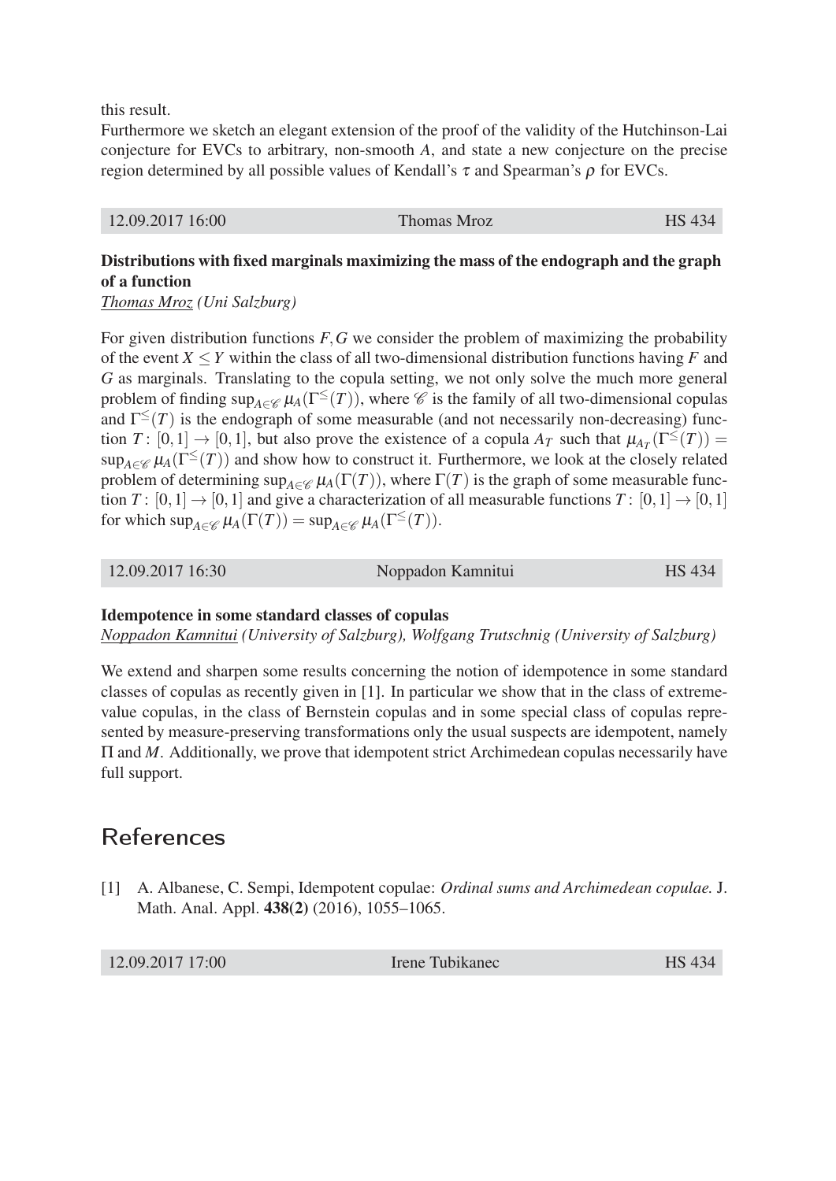this result.
Furthermore we sketch an elegant extension of the proof of the validity of the Hutchinson-Lai conjecture for EVCs to arbitrary, non-smooth $A$, and state a new conjecture on the precise region determined by all possible values of Kendall's $\tau$ and Spearman's $\rho$ for EVCs.

| 12.09.2017 16:00 | Thomas Mroz | HS 434 |
|---|---|---|

**Distributions with fixed marginals maximizing the mass of the endograph and the graph of a function**
*Thomas Mroz (Uni Salzburg)*

For given distribution functions $F, G$ we consider the problem of maximizing the probability of the event $X \leq Y$ within the class of all two-dimensional distribution functions having $F$ and $G$ as marginals. Translating to the copula setting, we not only solve the much more general problem of finding $\sup_{A\in\mathscr{C}} \mu_A(\Gamma^{\leq}(T))$, where $\mathscr{C}$ is the family of all two-dimensional copulas and $\Gamma^{\leq}(T)$ is the endograph of some measurable (and not necessarily non-decreasing) function $T\colon [0,1] \to [0,1]$, but also prove the existence of a copula $A_T$ such that $\mu_{A_T}(\Gamma^{\leq}(T)) = \sup_{A\in\mathscr{C}} \mu_A(\Gamma^{\leq}(T))$ and show how to construct it. Furthermore, we look at the closely related problem of determining $\sup_{A\in\mathscr{C}} \mu_A(\Gamma(T))$, where $\Gamma(T)$ is the graph of some measurable function $T\colon [0,1] \to [0,1]$ and give a characterization of all measurable functions $T\colon [0,1] \to [0,1]$ for which $\sup_{A\in\mathscr{C}} \mu_A(\Gamma(T)) = \sup_{A\in\mathscr{C}} \mu_A(\Gamma^{\leq}(T))$.

| 12.09.2017 16:30 | Noppadon Kamnitui | HS 434 |
|---|---|---|

**Idempotence in some standard classes of copulas**
*Noppadon Kamnitui (University of Salzburg), Wolfgang Trutschnig (University of Salzburg)*

We extend and sharpen some results concerning the notion of idempotence in some standard classes of copulas as recently given in [1]. In particular we show that in the class of extreme-value copulas, in the class of Bernstein copulas and in some special class of copulas represented by measure-preserving transformations only the usual suspects are idempotent, namely $\Pi$ and $M$. Additionally, we prove that idempotent strict Archimedean copulas necessarily have full support.

## References

[1] A. Albanese, C. Sempi, Idempotent copulae: *Ordinal sums and Archimedean copulae.* J. Math. Anal. Appl. **438(2)** (2016), 1055–1065.

| 12.09.2017 17:00 | Irene Tubikanec | HS 434 |
|---|---|---|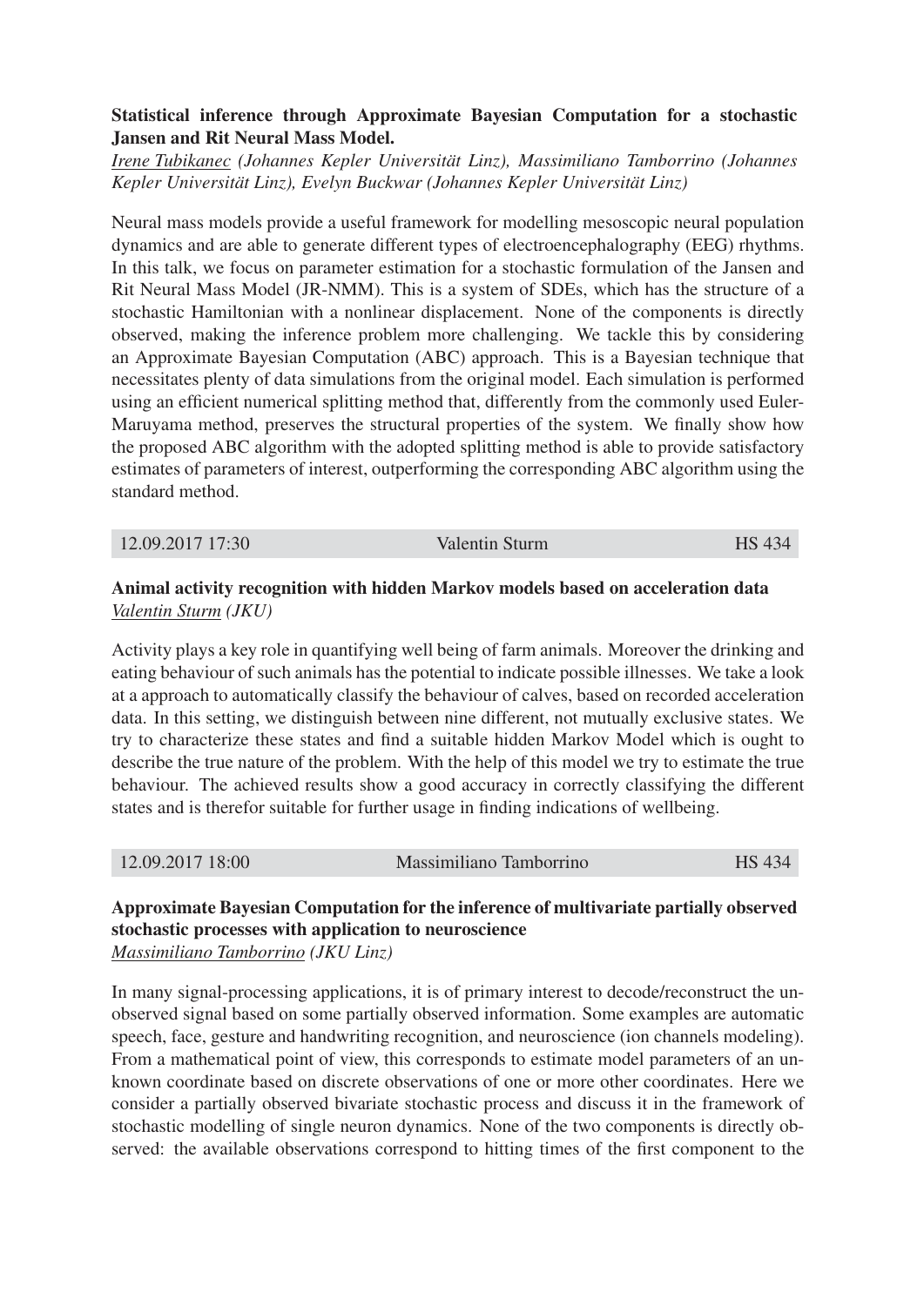**Statistical inference through Approximate Bayesian Computation for a stochastic Jansen and Rit Neural Mass Model.**
*Irene Tubikanec (Johannes Kepler Universität Linz), Massimiliano Tamborrino (Johannes Kepler Universität Linz), Evelyn Buckwar (Johannes Kepler Universität Linz)*

Neural mass models provide a useful framework for modelling mesoscopic neural population dynamics and are able to generate different types of electroencephalography (EEG) rhythms. In this talk, we focus on parameter estimation for a stochastic formulation of the Jansen and Rit Neural Mass Model (JR-NMM). This is a system of SDEs, which has the structure of a stochastic Hamiltonian with a nonlinear displacement. None of the components is directly observed, making the inference problem more challenging. We tackle this by considering an Approximate Bayesian Computation (ABC) approach. This is a Bayesian technique that necessitates plenty of data simulations from the original model. Each simulation is performed using an efficient numerical splitting method that, differently from the commonly used Euler-Maruyama method, preserves the structural properties of the system. We finally show how the proposed ABC algorithm with the adopted splitting method is able to provide satisfactory estimates of parameters of interest, outperforming the corresponding ABC algorithm using the standard method.

| 12.09.2017 17:30 | Valentin Sturm | HS 434 |
|---|---|---|

**Animal activity recognition with hidden Markov models based on acceleration data**
*Valentin Sturm (JKU)*

Activity plays a key role in quantifying well being of farm animals. Moreover the drinking and eating behaviour of such animals has the potential to indicate possible illnesses. We take a look at a approach to automatically classify the behaviour of calves, based on recorded acceleration data. In this setting, we distinguish between nine different, not mutually exclusive states. We try to characterize these states and find a suitable hidden Markov Model which is ought to describe the true nature of the problem. With the help of this model we try to estimate the true behaviour. The achieved results show a good accuracy in correctly classifying the different states and is therefor suitable for further usage in finding indications of wellbeing.

| 12.09.2017 18:00 | Massimiliano Tamborrino | HS 434 |
|---|---|---|

**Approximate Bayesian Computation for the inference of multivariate partially observed stochastic processes with application to neuroscience**
*Massimiliano Tamborrino (JKU Linz)*

In many signal-processing applications, it is of primary interest to decode/reconstruct the unobserved signal based on some partially observed information. Some examples are automatic speech, face, gesture and handwriting recognition, and neuroscience (ion channels modeling). From a mathematical point of view, this corresponds to estimate model parameters of an unknown coordinate based on discrete observations of one or more other coordinates. Here we consider a partially observed bivariate stochastic process and discuss it in the framework of stochastic modelling of single neuron dynamics. None of the two components is directly observed: the available observations correspond to hitting times of the first component to the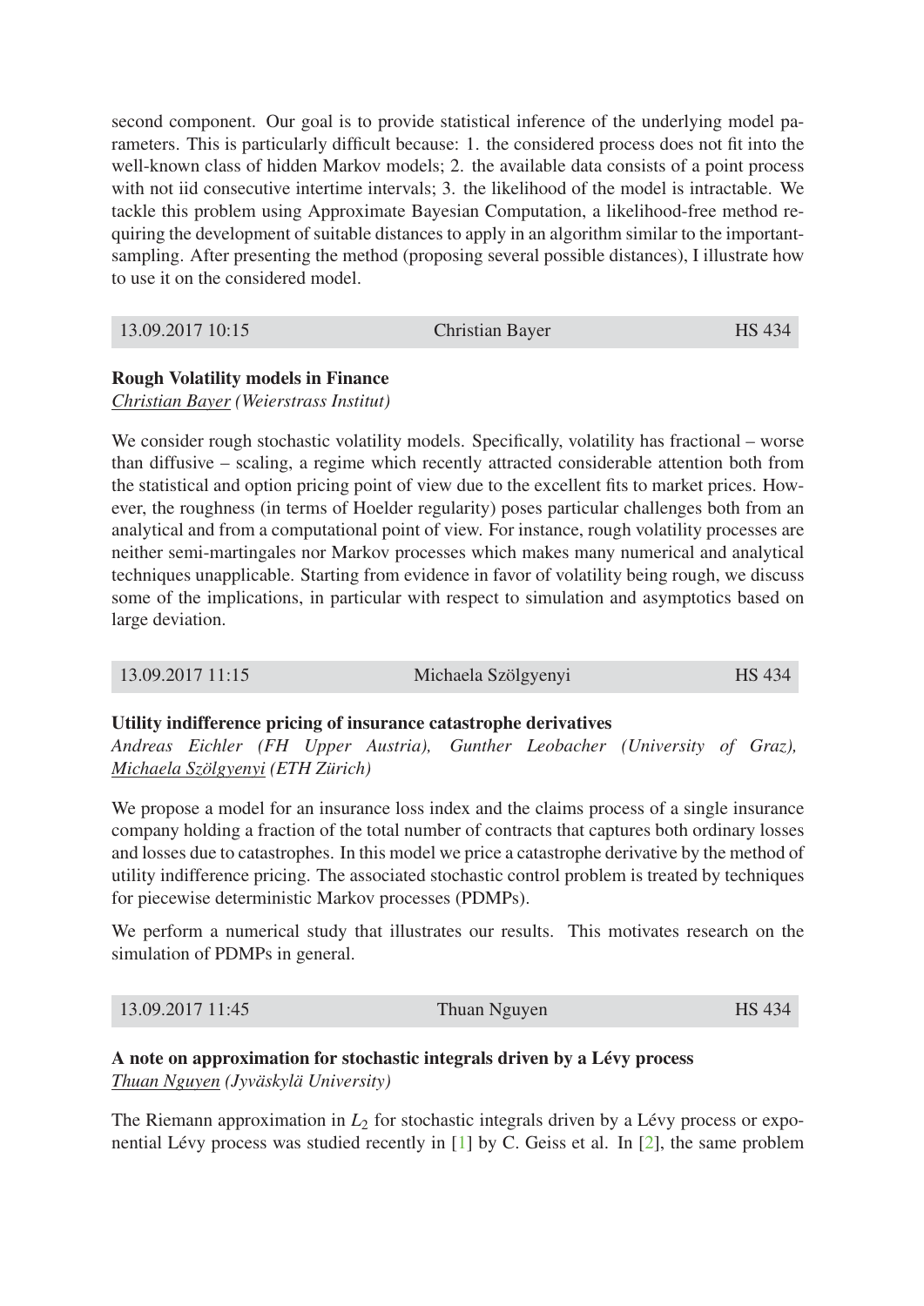second component. Our goal is to provide statistical inference of the underlying model parameters. This is particularly difficult because: 1. the considered process does not fit into the well-known class of hidden Markov models; 2. the available data consists of a point process with not iid consecutive intertime intervals; 3. the likelihood of the model is intractable. We tackle this problem using Approximate Bayesian Computation, a likelihood-free method requiring the development of suitable distances to apply in an algorithm similar to the important-sampling. After presenting the method (proposing several possible distances), I illustrate how to use it on the considered model.

| 13.09.2017 10:15 | Christian Bayer | HS 434 |
|---|---|---|

**Rough Volatility models in Finance**
*Christian Bayer (Weierstrass Institut)*

We consider rough stochastic volatility models. Specifically, volatility has fractional – worse than diffusive – scaling, a regime which recently attracted considerable attention both from the statistical and option pricing point of view due to the excellent fits to market prices. However, the roughness (in terms of Hoelder regularity) poses particular challenges both from an analytical and from a computational point of view. For instance, rough volatility processes are neither semi-martingales nor Markov processes which makes many numerical and analytical techniques unapplicable. Starting from evidence in favor of volatility being rough, we discuss some of the implications, in particular with respect to simulation and asymptotics based on large deviation.

| 13.09.2017 11:15 | Michaela Szölgyenyi | HS 434 |
|---|---|---|

**Utility indifference pricing of insurance catastrophe derivatives**
*Andreas Eichler (FH Upper Austria), Gunther Leobacher (University of Graz), Michaela Szölgyenyi (ETH Zürich)*

We propose a model for an insurance loss index and the claims process of a single insurance company holding a fraction of the total number of contracts that captures both ordinary losses and losses due to catastrophes. In this model we price a catastrophe derivative by the method of utility indifference pricing. The associated stochastic control problem is treated by techniques for piecewise deterministic Markov processes (PDMPs).

We perform a numerical study that illustrates our results. This motivates research on the simulation of PDMPs in general.

| 13.09.2017 11:45 | Thuan Nguyen | HS 434 |
|---|---|---|

**A note on approximation for stochastic integrals driven by a Lévy process**
*Thuan Nguyen (Jyväskylä University)*

The Riemann approximation in $L_2$ for stochastic integrals driven by a Lévy process or exponential Lévy process was studied recently in [1] by C. Geiss et al. In [2], the same problem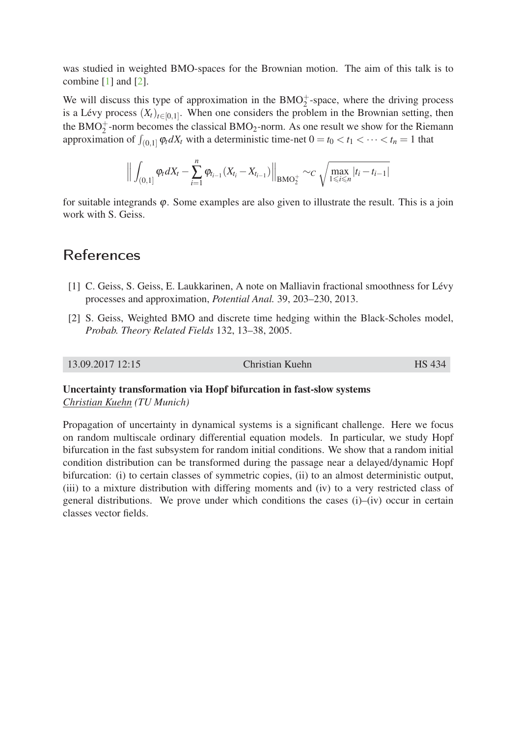was studied in weighted BMO-spaces for the Brownian motion. The aim of this talk is to combine [1] and [2].

We will discuss this type of approximation in the $\mathrm{BMO}_2^+$-space, where the driving process is a Lévy process $(X_t)_{t\in[0,1]}$. When one considers the problem in the Brownian setting, then the $\mathrm{BMO}_2^+$-norm becomes the classical $\mathrm{BMO}_2$-norm. As one result we show for the Riemann approximation of $\int_{(0,1]} \varphi_t dX_t$ with a deterministic time-net $0 = t_0 < t_1 < \cdots < t_n = 1$ that

$$\Big\| \int_{(0,1]} \varphi_t dX_t - \sum_{i=1}^{n} \varphi_{t_{i-1}} (X_{t_i} - X_{t_{i-1}}) \Big\|_{\mathrm{BMO}_2^+} \sim_C \sqrt{\max_{1\leqslant i\leqslant n} |t_i - t_{i-1}|}$$

for suitable integrands $\varphi$. Some examples are also given to illustrate the result. This is a join work with S. Geiss.

## References

[1] C. Geiss, S. Geiss, E. Laukkarinen, A note on Malliavin fractional smoothness for Lévy processes and approximation, *Potential Anal.* 39, 203–230, 2013.

[2] S. Geiss, Weighted BMO and discrete time hedging within the Black-Scholes model, *Probab. Theory Related Fields* 132, 13–38, 2005.

| 13.09.2017 12:15 | Christian Kuehn | HS 434 |
|---|---|---|

**Uncertainty transformation via Hopf bifurcation in fast-slow systems**
*Christian Kuehn (TU Munich)*

Propagation of uncertainty in dynamical systems is a significant challenge. Here we focus on random multiscale ordinary differential equation models. In particular, we study Hopf bifurcation in the fast subsystem for random initial conditions. We show that a random initial condition distribution can be transformed during the passage near a delayed/dynamic Hopf bifurcation: (i) to certain classes of symmetric copies, (ii) to an almost deterministic output, (iii) to a mixture distribution with differing moments and (iv) to a very restricted class of general distributions. We prove under which conditions the cases (i)–(iv) occur in certain classes vector fields.